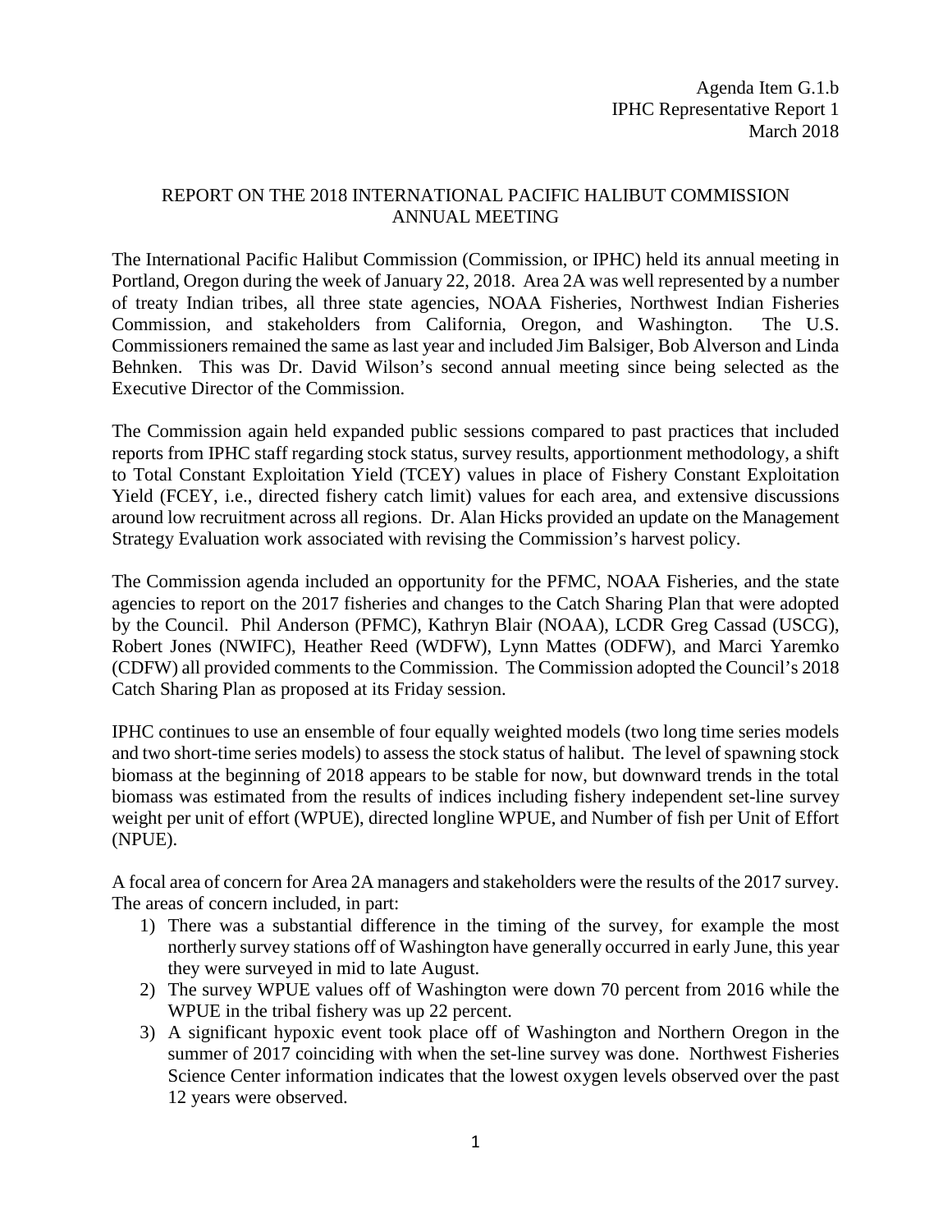Agenda Item G.1.b
IPHC Representative Report 1
March 2018

# REPORT ON THE 2018 INTERNATIONAL PACIFIC HALIBUT COMMISSION ANNUAL MEETING

The International Pacific Halibut Commission (Commission, or IPHC) held its annual meeting in Portland, Oregon during the week of January 22, 2018. Area 2A was well represented by a number of treaty Indian tribes, all three state agencies, NOAA Fisheries, Northwest Indian Fisheries Commission, and stakeholders from California, Oregon, and Washington. The U.S. Commissioners remained the same as last year and included Jim Balsiger, Bob Alverson and Linda Behnken. This was Dr. David Wilson's second annual meeting since being selected as the Executive Director of the Commission.

The Commission again held expanded public sessions compared to past practices that included reports from IPHC staff regarding stock status, survey results, apportionment methodology, a shift to Total Constant Exploitation Yield (TCEY) values in place of Fishery Constant Exploitation Yield (FCEY, i.e., directed fishery catch limit) values for each area, and extensive discussions around low recruitment across all regions. Dr. Alan Hicks provided an update on the Management Strategy Evaluation work associated with revising the Commission's harvest policy.

The Commission agenda included an opportunity for the PFMC, NOAA Fisheries, and the state agencies to report on the 2017 fisheries and changes to the Catch Sharing Plan that were adopted by the Council. Phil Anderson (PFMC), Kathryn Blair (NOAA), LCDR Greg Cassad (USCG), Robert Jones (NWIFC), Heather Reed (WDFW), Lynn Mattes (ODFW), and Marci Yaremko (CDFW) all provided comments to the Commission. The Commission adopted the Council's 2018 Catch Sharing Plan as proposed at its Friday session.

IPHC continues to use an ensemble of four equally weighted models (two long time series models and two short-time series models) to assess the stock status of halibut. The level of spawning stock biomass at the beginning of 2018 appears to be stable for now, but downward trends in the total biomass was estimated from the results of indices including fishery independent set-line survey weight per unit of effort (WPUE), directed longline WPUE, and Number of fish per Unit of Effort (NPUE).

A focal area of concern for Area 2A managers and stakeholders were the results of the 2017 survey. The areas of concern included, in part:

1) There was a substantial difference in the timing of the survey, for example the most northerly survey stations off of Washington have generally occurred in early June, this year they were surveyed in mid to late August.
2) The survey WPUE values off of Washington were down 70 percent from 2016 while the WPUE in the tribal fishery was up 22 percent.
3) A significant hypoxic event took place off of Washington and Northern Oregon in the summer of 2017 coinciding with when the set-line survey was done. Northwest Fisheries Science Center information indicates that the lowest oxygen levels observed over the past 12 years were observed.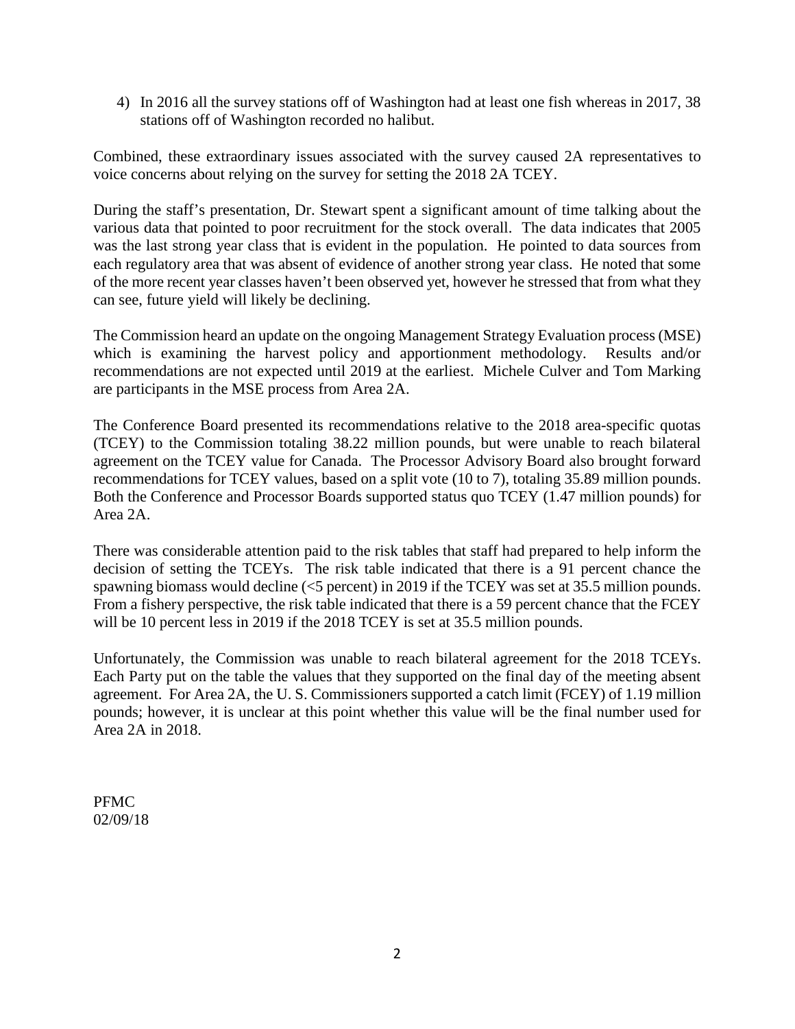4) In 2016 all the survey stations off of Washington had at least one fish whereas in 2017, 38 stations off of Washington recorded no halibut.

Combined, these extraordinary issues associated with the survey caused 2A representatives to voice concerns about relying on the survey for setting the 2018 2A TCEY.

During the staff's presentation, Dr. Stewart spent a significant amount of time talking about the various data that pointed to poor recruitment for the stock overall. The data indicates that 2005 was the last strong year class that is evident in the population. He pointed to data sources from each regulatory area that was absent of evidence of another strong year class. He noted that some of the more recent year classes haven't been observed yet, however he stressed that from what they can see, future yield will likely be declining.

The Commission heard an update on the ongoing Management Strategy Evaluation process (MSE) which is examining the harvest policy and apportionment methodology. Results and/or recommendations are not expected until 2019 at the earliest. Michele Culver and Tom Marking are participants in the MSE process from Area 2A.

The Conference Board presented its recommendations relative to the 2018 area-specific quotas (TCEY) to the Commission totaling 38.22 million pounds, but were unable to reach bilateral agreement on the TCEY value for Canada. The Processor Advisory Board also brought forward recommendations for TCEY values, based on a split vote (10 to 7), totaling 35.89 million pounds. Both the Conference and Processor Boards supported status quo TCEY (1.47 million pounds) for Area 2A.

There was considerable attention paid to the risk tables that staff had prepared to help inform the decision of setting the TCEYs. The risk table indicated that there is a 91 percent chance the spawning biomass would decline (<5 percent) in 2019 if the TCEY was set at 35.5 million pounds. From a fishery perspective, the risk table indicated that there is a 59 percent chance that the FCEY will be 10 percent less in 2019 if the 2018 TCEY is set at 35.5 million pounds.

Unfortunately, the Commission was unable to reach bilateral agreement for the 2018 TCEYs. Each Party put on the table the values that they supported on the final day of the meeting absent agreement. For Area 2A, the U. S. Commissioners supported a catch limit (FCEY) of 1.19 million pounds; however, it is unclear at this point whether this value will be the final number used for Area 2A in 2018.

PFMC
02/09/18